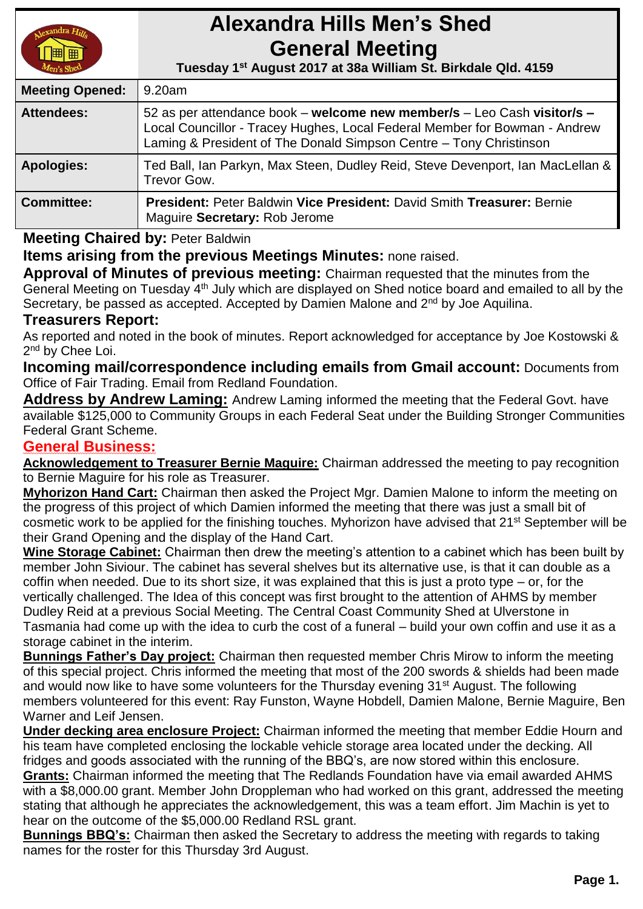# Alexandra Hills Men's Shed General Meeting

**Tuesday 1st August 2017 at 38a William St. Birkdale Qld. 4159**

| | |
|---|---|
| **Meeting Opened:** | 9.20am |
| **Attendees:** | 52 as per attendance book – **welcome new member/s** – Leo Cash **visitor/s –** Local Councillor - Tracey Hughes, Local Federal Member for Bowman - Andrew Laming & President of The Donald Simpson Centre – Tony Christinson |
| **Apologies:** | Ted Ball, Ian Parkyn, Max Steen, Dudley Reid, Steve Devenport, Ian MacLellan & Trevor Gow. |
| **Committee:** | **President:** Peter Baldwin **Vice President:** David Smith **Treasurer:** Bernie Maguire **Secretary:** Rob Jerome |

**Meeting Chaired by:** Peter Baldwin

**Items arising from the previous Meetings Minutes:** none raised.

**Approval of Minutes of previous meeting:** Chairman requested that the minutes from the General Meeting on Tuesday 4th July which are displayed on Shed notice board and emailed to all by the Secretary, be passed as accepted. Accepted by Damien Malone and 2nd by Joe Aquilina.

**Treasurers Report:**

As reported and noted in the book of minutes. Report acknowledged for acceptance by Joe Kostowski & 2nd by Chee Loi.

**Incoming mail/correspondence including emails from Gmail account:** Documents from Office of Fair Trading. Email from Redland Foundation.

**Address by Andrew Laming:** Andrew Laming informed the meeting that the Federal Govt. have available $125,000 to Community Groups in each Federal Seat under the Building Stronger Communities Federal Grant Scheme.

## General Business:

**Acknowledgement to Treasurer Bernie Maguire:** Chairman addressed the meeting to pay recognition to Bernie Maguire for his role as Treasurer.

**Myhorizon Hand Cart:** Chairman then asked the Project Mgr. Damien Malone to inform the meeting on the progress of this project of which Damien informed the meeting that there was just a small bit of cosmetic work to be applied for the finishing touches. Myhorizon have advised that 21st September will be their Grand Opening and the display of the Hand Cart.

**Wine Storage Cabinet:** Chairman then drew the meeting's attention to a cabinet which has been built by member John Siviour. The cabinet has several shelves but its alternative use, is that it can double as a coffin when needed. Due to its short size, it was explained that this is just a proto type – or, for the vertically challenged. The Idea of this concept was first brought to the attention of AHMS by member Dudley Reid at a previous Social Meeting. The Central Coast Community Shed at Ulverstone in Tasmania had come up with the idea to curb the cost of a funeral – build your own coffin and use it as a storage cabinet in the interim.

**Bunnings Father's Day project:** Chairman then requested member Chris Mirow to inform the meeting of this special project. Chris informed the meeting that most of the 200 swords & shields had been made and would now like to have some volunteers for the Thursday evening 31st August. The following members volunteered for this event: Ray Funston, Wayne Hobdell, Damien Malone, Bernie Maguire, Ben Warner and Leif Jensen.

**Under decking area enclosure Project:** Chairman informed the meeting that member Eddie Hourn and his team have completed enclosing the lockable vehicle storage area located under the decking. All fridges and goods associated with the running of the BBQ's, are now stored within this enclosure.

**Grants:** Chairman informed the meeting that The Redlands Foundation have via email awarded AHMS with a $8,000.00 grant. Member John Droppleman who had worked on this grant, addressed the meeting stating that although he appreciates the acknowledgement, this was a team effort. Jim Machin is yet to hear on the outcome of the $5,000.00 Redland RSL grant.

**Bunnings BBQ's:** Chairman then asked the Secretary to address the meeting with regards to taking names for the roster for this Thursday 3rd August.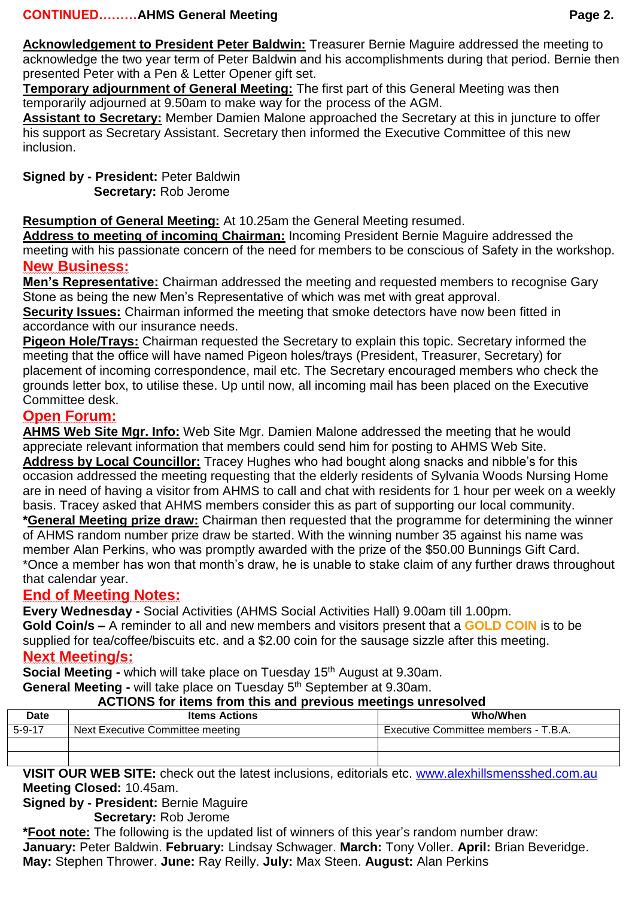**CONTINUED………AHMS General Meeting**

**Acknowledgement to President Peter Baldwin:** Treasurer Bernie Maguire addressed the meeting to acknowledge the two year term of Peter Baldwin and his accomplishments during that period. Bernie then presented Peter with a Pen & Letter Opener gift set.
**Temporary adjournment of General Meeting:** The first part of this General Meeting was then temporarily adjourned at 9.50am to make way for the process of the AGM.
**Assistant to Secretary:** Member Damien Malone approached the Secretary at this in juncture to offer his support as Secretary Assistant. Secretary then informed the Executive Committee of this new inclusion.

**Signed by - President:** Peter Baldwin
**Secretary:** Rob Jerome

**Resumption of General Meeting:** At 10.25am the General Meeting resumed.
**Address to meeting of incoming Chairman:** Incoming President Bernie Maguire addressed the meeting with his passionate concern of the need for members to be conscious of Safety in the workshop.

## New Business:

**Men's Representative:** Chairman addressed the meeting and requested members to recognise Gary Stone as being the new Men's Representative of which was met with great approval.
**Security Issues:** Chairman informed the meeting that smoke detectors have now been fitted in accordance with our insurance needs.
**Pigeon Hole/Trays:** Chairman requested the Secretary to explain this topic. Secretary informed the meeting that the office will have named Pigeon holes/trays (President, Treasurer, Secretary) for placement of incoming correspondence, mail etc. The Secretary encouraged members who check the grounds letter box, to utilise these. Up until now, all incoming mail has been placed on the Executive Committee desk.

## Open Forum:

**AHMS Web Site Mgr. Info:** Web Site Mgr. Damien Malone addressed the meeting that he would appreciate relevant information that members could send him for posting to AHMS Web Site.
**Address by Local Councillor:** Tracey Hughes who had bought along snacks and nibble's for this occasion addressed the meeting requesting that the elderly residents of Sylvania Woods Nursing Home are in need of having a visitor from AHMS to call and chat with residents for 1 hour per week on a weekly basis. Tracey asked that AHMS members consider this as part of supporting our local community.
***General Meeting prize draw:** Chairman then requested that the programme for determining the winner of AHMS random number prize draw be started. With the winning number 35 against his name was member Alan Perkins, who was promptly awarded with the prize of the $50.00 Bunnings Gift Card.
*Once a member has won that month's draw, he is unable to stake claim of any further draws throughout that calendar year.

## End of Meeting Notes:

**Every Wednesday -** Social Activities (AHMS Social Activities Hall) 9.00am till 1.00pm.
**Gold Coin/s –** A reminder to all and new members and visitors present that a **GOLD COIN** is to be supplied for tea/coffee/biscuits etc. and a $2.00 coin for the sausage sizzle after this meeting.

## Next Meeting/s:

**Social Meeting -** which will take place on Tuesday 15th August at 9.30am.
**General Meeting -** will take place on Tuesday 5th September at 9.30am.

**ACTIONS for items from this and previous meetings unresolved**

| Date | Items Actions | Who/When |
|---|---|---|
| 5-9-17 | Next Executive Committee meeting | Executive Committee members - T.B.A. |
| | | |
| | | |

**VISIT OUR WEB SITE:** check out the latest inclusions, editorials etc. www.alexhillsmensshed.com.au
**Meeting Closed:** 10.45am.
**Signed by - President:** Bernie Maguire
**Secretary:** Rob Jerome

***Foot note:** The following is the updated list of winners of this year's random number draw:
**January:** Peter Baldwin. **February:** Lindsay Schwager. **March:** Tony Voller. **April:** Brian Beveridge. **May:** Stephen Thrower. **June:** Ray Reilly. **July:** Max Steen. **August:** Alan Perkins